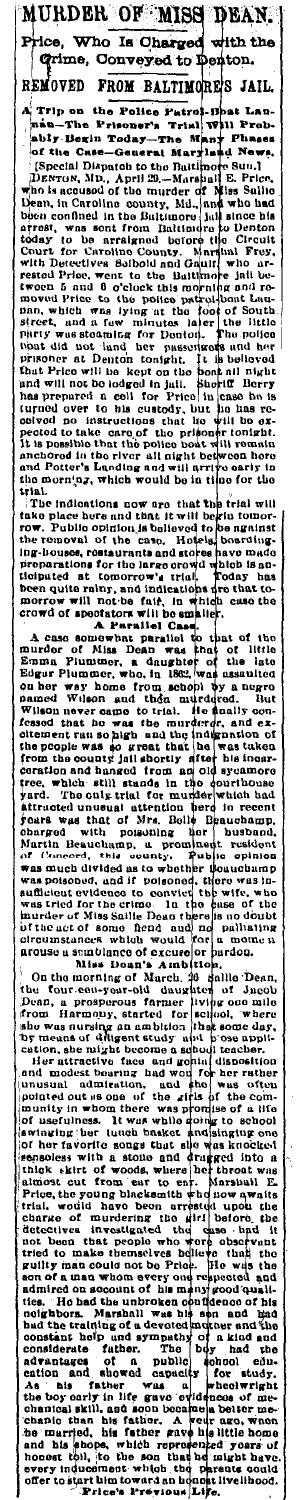# MURDER OF MISS DEAN.

## Price, Who Is Charged with the Crime, Conveyed to Denton.

## REMOVED FROM BALTIMORE'S JAIL.

### A Trip on the Police Patrol-Boat Lannan—The Prisoner's Trial Will Probably Begin Today—The Many Phases of the Case—General Maryland News.

[Special Dispatch to the Baltimore Sun.]

DENTON, MD., April 29.—Marshall E. Price, who is accused of the murder of Miss Sallie Dean, in Caroline county, Md., and who had been confined in the Baltimore jail since his arrest, was sent from Baltimore to Denton today to be arraigned before the Circuit Court for Caroline County. Marshal Frey, with Detectives Seibold and Gault, who arrested Price, went to the Baltimore jail between 5 and 6 o'clock this morning and removed Price to the police patrol-boat Lannan, which was lying at the foot of South street, and a few minutes later the little party was steaming for Denton. The police boat did not land her passengers and her prisoner at Denton tonight. It is believed that Price will be kept on the boat all night and will not be lodged in jail. Sheriff Berry has prepared a cell for Price in case he is turned over to his custody, but he has received no instructions that he will be expected to take care of the prisoner tonight. It is possible that the police boat will remain anchored in the river all night between here and Potter's Landing and will arrive early in the morning, which would be in time for the trial.

The indications now are that the trial will take place here and that it will begin tomorrow. Public opinion is believed to be against the removal of the case. Hotels, boarding-houses, restaurants and stores have made preparations for the large crowd which is anticipated at tomorrow's trial. Today has been quite rainy, and indications are that tomorrow will not be fair, in which case the crowd of spectators will be smaller.

### A Parallel Case.

A case somewhat parallel to that of the murder of Miss Dean was that of little Emma Plummer, a daughter of the late Edgar Plummer, who, in 1862, was assaulted on her way home from school by a negro named Wilson and then murdered. But Wilson never came to trial. He finally confessed that he was the murderer, and excitement ran so high and the indignation of the people was so great that he was taken from the county jail shortly after his incarceration and hanged from an old sycamore tree, which still stands in the court-house yard. The only trial for murder which had attracted unusual attention here in recent years was that of Mrs. Belle Beauchamp, charged with poisoning her husband, Martin Beauchamp, a prominent resident of Concord, this county. Public opinion was much divided as to whether Beauchamp was poisoned, and if poisoned, there was insufficient evidence to convict the wife, who was tried for the crime. In the case of the murder of Miss Sallie Dean there is no doubt of the act of some fiend and no palliating circumstances which would for a moment arouse a semblance of excuse or pardon.

### Miss Dean's Ambition.

On the morning of March 26 Sallie Dean, the four-een-year-old daughter of Jacob Dean, a prosperous farmer living one mile from Harmony, started for school, where she was nursing an ambition that some day, by means of diligent study and close application, she might become a school teacher.

Her attractive face and gentle disposition and modest bearing had won for her rather unusual admiration, and she was often pointed out as one of the girls of the community in whom there was promise of a life of usefulness. It was while going to school swinging her lunch basket and singing one of her favorite songs that she was knocked senseless with a stone and dragged into a thick skirt of woods, where her throat was almost cut from ear to ear. Marshall E. Price, the young blacksmith who now awaits trial, would have been arrested upon the charge of murdering the girl before the detectives investigated the case had it not been that people who were observant tried to make themselves believe that the guilty man could not be Price. He was the son of a man whom every one respected and admired on account of his many good qualities. He had the unbroken confidence of his neighbors. Marshall was his son and had had the training of a devoted mother and the constant help and sympathy of a kind and considerate father. The boy had the advantages of a public school education and showed capacity for study. As his father was a wheelwright the boy early in life gave evidence of mechanical skill, and soon became a better mechanic than his father. A year ago, when he married, his father gave his little home and his shops, which represented years of honest toil, to the son that he might have every inducement which the parents could offer to start him toward an honest livelihood.

### Price's Previous Life.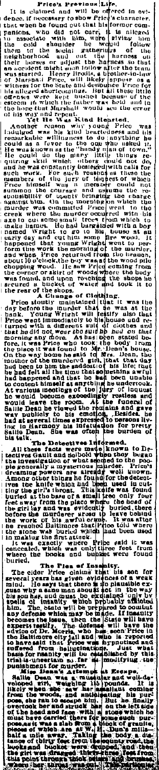## Price's Previous Life.

It is claimed and will be offered in evidence, if necessary to show Price's character, that when he found out that his former companions, who did not care, it is alleged to associate with him, were giving him the cold shoulder he would follow them to the social gatherings of the neighborhood and cut the harness on their horses or adjust the harness so that an accident might soon follow after the team was started. Henry Brodie, a brother-in-law of Marshal Price, will likely appear as a witness for the state and denounce Price for his alleged shortcomings. But all these little offenses were kept hushed because of the esteem in which the father was held and in the hope that Marshall would see the error of his way and repent.

### Yet He Was Kind Hearted.

Another reason why young Price was indulged was his kind heartedness and his remarkable willingness to do anything he could as a favor to the one who asked it. He was known as the "handy man of town." He could do the many little things requiring skill which others could not do, and he was constantly besieged with calls for such work. For such reasons as these the members of the jury of inquest of which Price himself was a member could not summon the courage and assume the responsibility of openly bringing the charge against him. On the morning on which the murder was committed Price went to the creek where the murder occurred with his axe to cut some small trees from which to make hames. He had bargained with a boy named Wright to go to his house at an early day and cut him some fire wood. It happened that young Wright went to perform this work the morning of the murder, and when Price returned from the branch, about 10 o'clock, the boy was at the wood pile chopping wood. He saw Price coming from the corner of strip of woods where the body was found, and upon reaching the shops he secured a bucket of water and took it to the rear of the shops.

### A Change of Clothing.

Price stoutly maintained that it was the day before the murder that he was at the bank. Young Wright will testify also that Price went immediately to his house and returned with a different suit of clothes and that he did not wear the suit he had on that morning any more. As had been stated before, it was Price who took the body from the place it was found to Mr. Dean's house. On the way home he said to Mrs. Dean, the mother of the murdered girl, that that day had been to him the saddest of his life; that he had felt all the time that something awful had happened and that he had been unable to content himself at anything he undertook. At various meetings of the jury of inquest he would become exceedingly restless and would leave the room. At the funeral of Sallie Dean he viewed the remains and gave way publicly to his emotion. Besides, he had at several times expressed to persons living in Harmony his infatuation for pretty Sallie Dean. She was often the burden of his talk.

### The Detectives Informed.

All these facts were made known to Detectives Gault and Seibold when they began the investigation of what seemed to the people generally a mysterious murder. Price's dreaming powers are already well known. Among other things he found for the detectives the knife which had been used in cutting the girl's throat. This knife was found buried at the base of a small tree only four feet away from the place where the head of the girl lay and was evidently buried, there before the murderer arose to leave behind the work of his awful crime. It was after he reached Baltimore that Price told where the stone was buried which had been used in making the first attack.

It was exactly where Price said it was concealed, which was only three feet from where the books and bucket were found buried.

### The Plea of Insanity.

The elder Price claims that his son for several years has given evidences of a weak mind. He says that there is no plausible excuse why a sane man should act in the way his son has, and must be explained only by spells of insanity which probably afflicted him. The, state will be prepared to combat any defense which may be made. If insanity becomes the issue, then the State will have experts testify. The defense will have the advice of Dr. Morris, who has seen Price in the Baltimore city jail and who is reported to have said that Price was hypnotized and suffered from hallucinations. Just what basis for insanity will be established by this trial is uncertain so far as modifying the punishment for murder.

### Miss Dean's Attempt at Escape.

Sallie Dean was a muscular and well-developed girl, weighing 140 pounds. It is likely when she saw her assailant coming from the woods, and anticipating his purpose, she ran to escape him. But he finally overtook her and struck her on the left side of the head and face with a stone which he must have carried there for some such purpose, as it was a slab from a block of granite, pieces of which are at W. H. Dean's mills—half a mile away. Taking the body a distance of thirty feet from the county road, the books and bucket were dropped, and then the girl was dragged thirty-three feet from this point through thick briars and brushes, where her throat was cut. The particles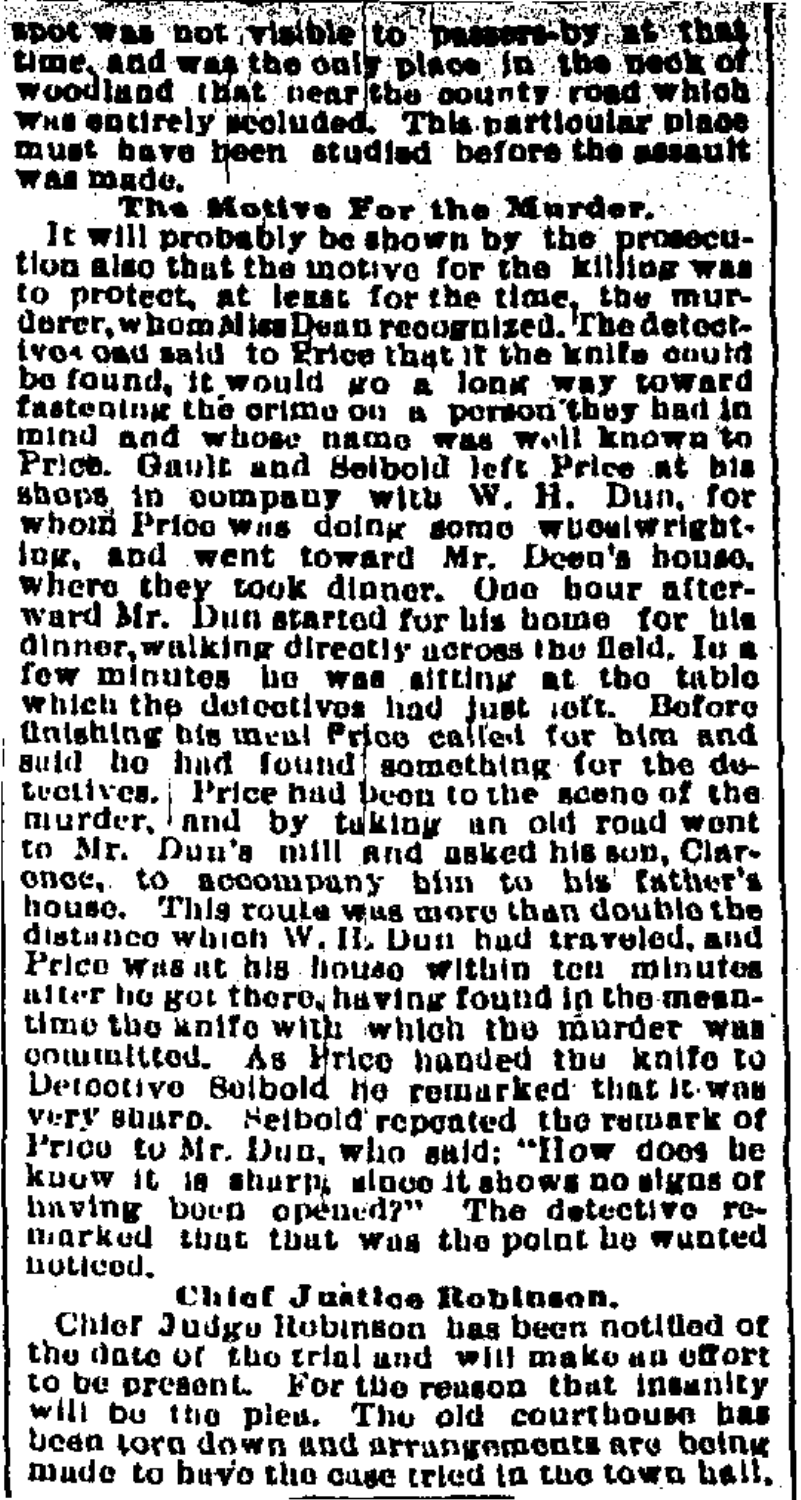spot was not visible to passers-by at that time, and was the only place in the neck of woodland that near the county road which was entirely secluded. This particular place must have been studied before the assault was made.

### The Motive For the Murder.

It will probably be shown by the prosecution also that the motive for the killing was to protect, at least for the time, the murderer, whom Miss Dean recognized. The detectives had said to Price that if the knife could be found, it would go a long way toward fastening the crime on a person they had in mind and whose name was well known to Price. Gault and Seibold left Price at his shops in company with W. H. Dun, for whom Price was doing some wheelwrighting, and went toward Mr. Deen's house, where they took dinner. One hour afterward Mr. Dun started for his home for his dinner, walking directly across the field. In a few minutes he was sitting at the table which the detectives had just left. Before finishing his meal Price called for him and said he had found something for the detectives. Price had been to the scene of the murder, and by taking an old road went to Mr. Dun's mill and asked his son, Clarence, to accompany him to his father's house. This route was more than double the distance which W. H. Dun had traveled, and Price was at his house within ten minutes after he got there, having found in the meantime the knife with which the murder was committed. As Price handed the knife to Detective Seibold he remarked that it was very sharp. Seibold repeated the remark of Price to Mr. Dun, who said: "How does he know it is sharp, since it shows no signs of having been opened?" The detective remarked that that was the point he wanted noticed.

### Chief Justice Robinson.

Chief Judge Robinson has been notified of the date of the trial and will make an effort to be present. For the reason that insanity will be the plea. The old courthouse has been torn down and arrangements are being made to have the case tried in the town hall.